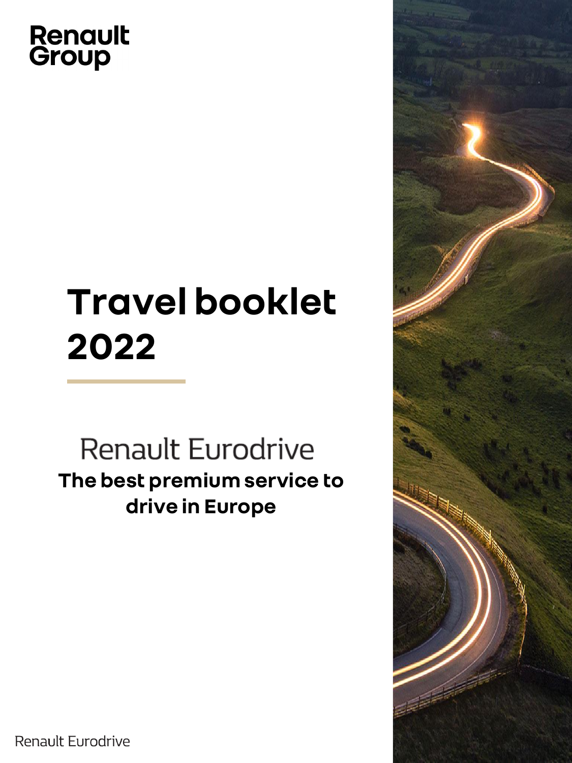Renault Group

# Travel booklet 2022

## Renault Eurodrive

**The best premium service to drive in Europe**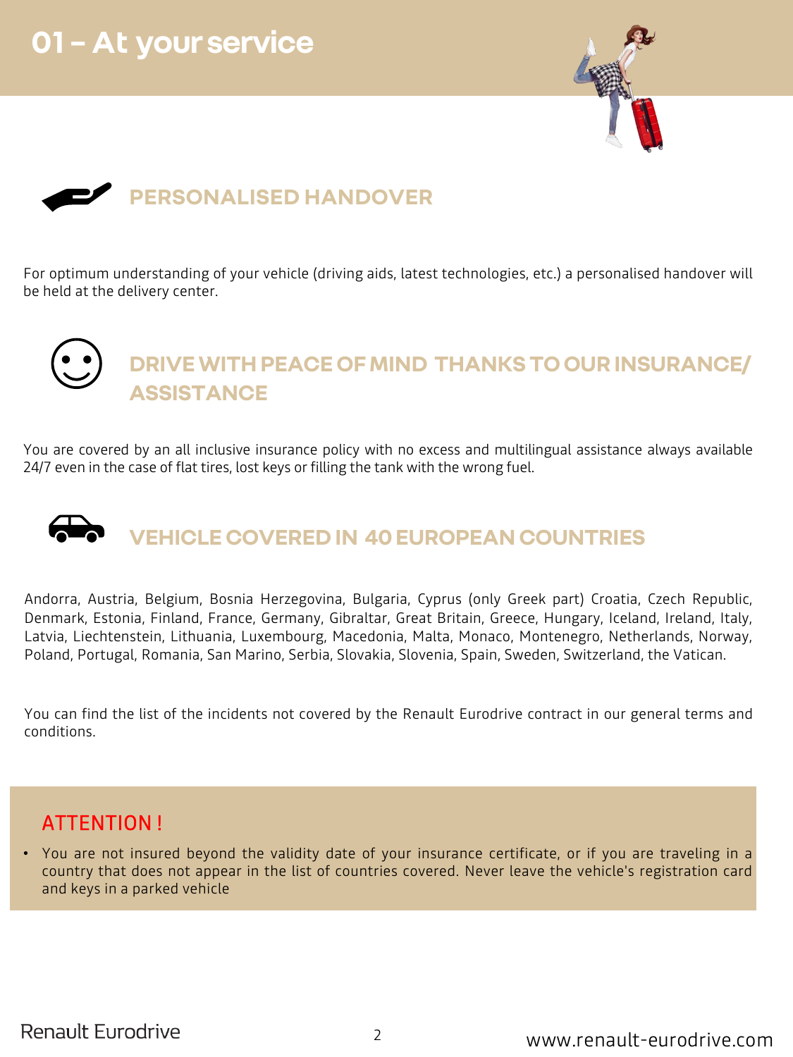# 01 – At your service

## PERSONALISED HANDOVER

For optimum understanding of your vehicle (driving aids, latest technologies, etc.) a personalised handover will be held at the delivery center.

## DRIVE WITH PEACE OF MIND THANKS TO OUR INSURANCE/ ASSISTANCE

You are covered by an all inclusive insurance policy with no excess and multilingual assistance always available 24/7 even in the case of flat tires, lost keys or filling the tank with the wrong fuel.

## VEHICLE COVERED IN 40 EUROPEAN COUNTRIES

Andorra, Austria, Belgium, Bosnia Herzegovina, Bulgaria, Cyprus (only Greek part) Croatia, Czech Republic, Denmark, Estonia, Finland, France, Germany, Gibraltar, Great Britain, Greece, Hungary, Iceland, Ireland, Italy, Latvia, Liechtenstein, Lithuania, Luxembourg, Macedonia, Malta, Monaco, Montenegro, Netherlands, Norway, Poland, Portugal, Romania, San Marino, Serbia, Slovakia, Slovenia, Spain, Sweden, Switzerland, the Vatican.

You can find the list of the incidents not covered by the Renault Eurodrive contract in our general terms and conditions.

### ATTENTION !

- You are not insured beyond the validity date of your insurance certificate, or if you are traveling in a country that does not appear in the list of countries covered. Never leave the vehicle's registration card and keys in a parked vehicle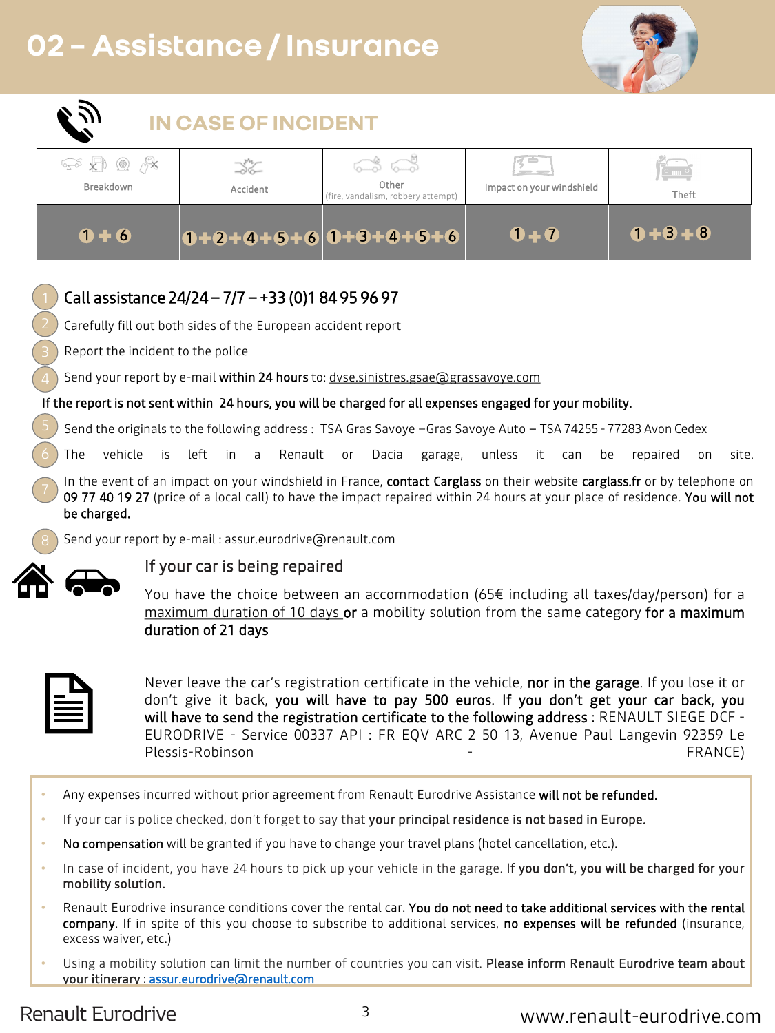# 02 – Assistance / Insurance

## IN CASE OF INCIDENT

| Breakdown | Accident | Other (fire, vandalism, robbery attempt) | Impact on your windshield | Theft |
|---|---|---|---|---|
| 1 + 6 | 1 + 2 + 4 + 5 + 6 | 1 + 3 + 4 + 5 + 6 | 1 + 7 | 1 + 3 + 8 |

1. **Call assistance 24/24 – 7/7 – +33 (0)1 84 95 96 97**
2. Carefully fill out both sides of the European accident report
3. Report the incident to the police
4. Send your report by e-mail **within 24 hours** to: dvse.sinistres.gsae@grassavoye.com

**If the report is not sent within 24 hours, you will be charged for all expenses engaged for your mobility.**

5. Send the originals to the following address : TSA Gras Savoye –Gras Savoye Auto – TSA 74255 - 77283 Avon Cedex
6. The vehicle is left in a Renault or Dacia garage, unless it can be repaired on site.
7. In the event of an impact on your windshield in France, **contact Carglass** on their website **carglass.fr** or by telephone on **09 77 40 19 27** (price of a local call) to have the impact repaired within 24 hours at your place of residence. **You will not be charged.**
8. Send your report by e-mail : assur.eurodrive@renault.com

### If your car is being repaired

You have the choice between an accommodation (65€ including all taxes/day/person) for a maximum duration of 10 days **or** a mobility solution from the same category **for a maximum duration of 21 days**

Never leave the car's registration certificate in the vehicle, **nor in the garage**. If you lose it or don't give it back, **you will have to pay 500 euros. If you don't get your car back, you will have to send the registration certificate to the following address** : RENAULT SIEGE DCF - EURODRIVE - Service 00337 API : FR EQV ARC 2 50 13, Avenue Paul Langevin 92359 Le Plessis-Robinson - FRANCE)

- Any expenses incurred without prior agreement from Renault Eurodrive Assistance **will not be refunded.**
- If your car is police checked, don't forget to say that **your principal residence is not based in Europe.**
- **No compensation** will be granted if you have to change your travel plans (hotel cancellation, etc.).
- In case of incident, you have 24 hours to pick up your vehicle in the garage. **If you don't, you will be charged for your mobility solution.**
- Renault Eurodrive insurance conditions cover the rental car. **You do not need to take additional services with the rental company**. If in spite of this you choose to subscribe to additional services, **no expenses will be refunded** (insurance, excess waiver, etc.)
- Using a mobility solution can limit the number of countries you can visit. **Please inform Renault Eurodrive team about your itinerary** : assur.eurodrive@renault.com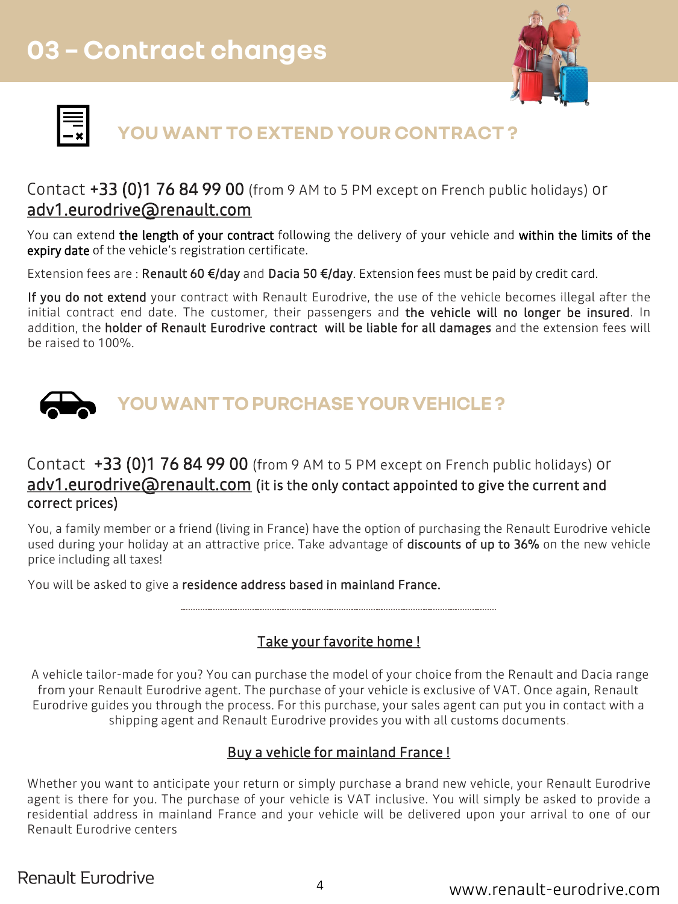# 03 – Contract changes

## YOU WANT TO EXTEND YOUR CONTRACT ?

Contact **+33 (0)1 76 84 99 00** (from 9 AM to 5 PM except on French public holidays) or adv1.eurodrive@renault.com

You can extend **the length of your contract** following the delivery of your vehicle and **within the limits of the expiry date** of the vehicle's registration certificate.

Extension fees are : **Renault 60 €/day** and **Dacia 50 €/day**. Extension fees must be paid by credit card.

**If you do not extend** your contract with Renault Eurodrive, the use of the vehicle becomes illegal after the initial contract end date. The customer, their passengers and **the vehicle will no longer be insured**. In addition, the **holder of Renault Eurodrive contract will be liable for all damages** and the extension fees will be raised to 100%.

## YOU WANT TO PURCHASE YOUR VEHICLE ?

Contact **+33 (0)1 76 84 99 00** (from 9 AM to 5 PM except on French public holidays) or adv1.eurodrive@renault.com (it is the only contact appointed to give the current and correct prices)

You, a family member or a friend (living in France) have the option of purchasing the Renault Eurodrive vehicle used during your holiday at an attractive price. Take advantage of **discounts of up to 36%** on the new vehicle price including all taxes!

You will be asked to give a **residence address based in mainland France.**

---

### Take your favorite home !

A vehicle tailor-made for you? You can purchase the model of your choice from the Renault and Dacia range from your Renault Eurodrive agent. The purchase of your vehicle is exclusive of VAT. Once again, Renault Eurodrive guides you through the process. For this purchase, your sales agent can put you in contact with a shipping agent and Renault Eurodrive provides you with all customs documents.

### Buy a vehicle for mainland France !

Whether you want to anticipate your return or simply purchase a brand new vehicle, your Renault Eurodrive agent is there for you. The purchase of your vehicle is VAT inclusive. You will simply be asked to provide a residential address in mainland France and your vehicle will be delivered upon your arrival to one of our Renault Eurodrive centers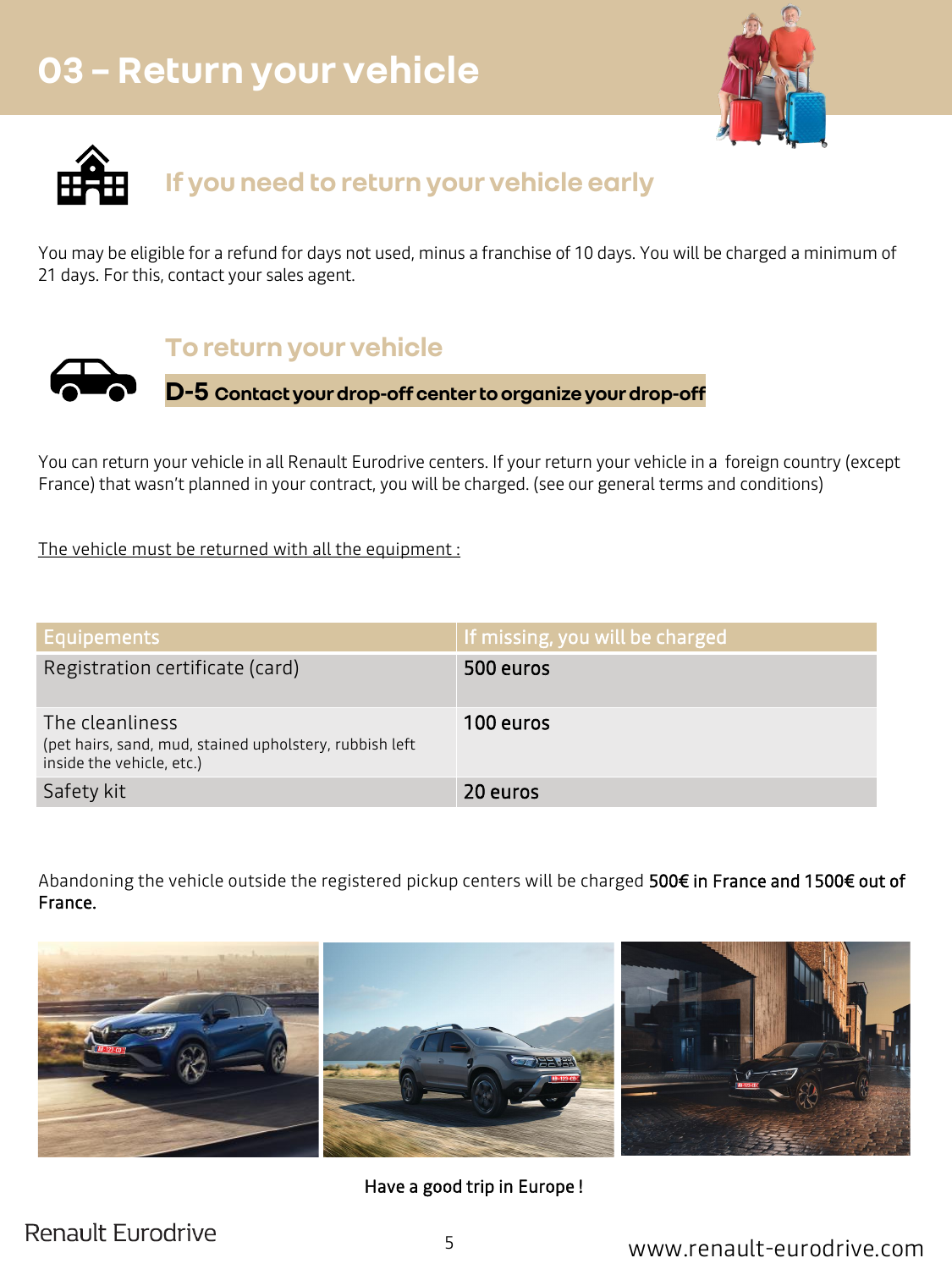# 03 – Return your vehicle

## If you need to return your vehicle early

You may be eligible for a refund for days not used, minus a franchise of 10 days. You will be charged a minimum of 21 days. For this, contact your sales agent.

## To return your vehicle

**D-5 Contact your drop-off center to organize your drop-off**

You can return your vehicle in all Renault Eurodrive centers. If your return your vehicle in a foreign country (except France) that wasn't planned in your contract, you will be charged. (see our general terms and conditions)

The vehicle must be returned with all the equipment :

| Equipements | If missing, you will be charged |
| --- | --- |
| Registration certificate (card) | 500 euros |
| The cleanliness (pet hairs, sand, mud, stained upholstery, rubbish left inside the vehicle, etc.) | 100 euros |
| Safety kit | 20 euros |

Abandoning the vehicle outside the registered pickup centers will be charged **500€ in France and 1500€ out of France.**

Have a good trip in Europe !

Renault Eurodrive

www.renault-eurodrive.com